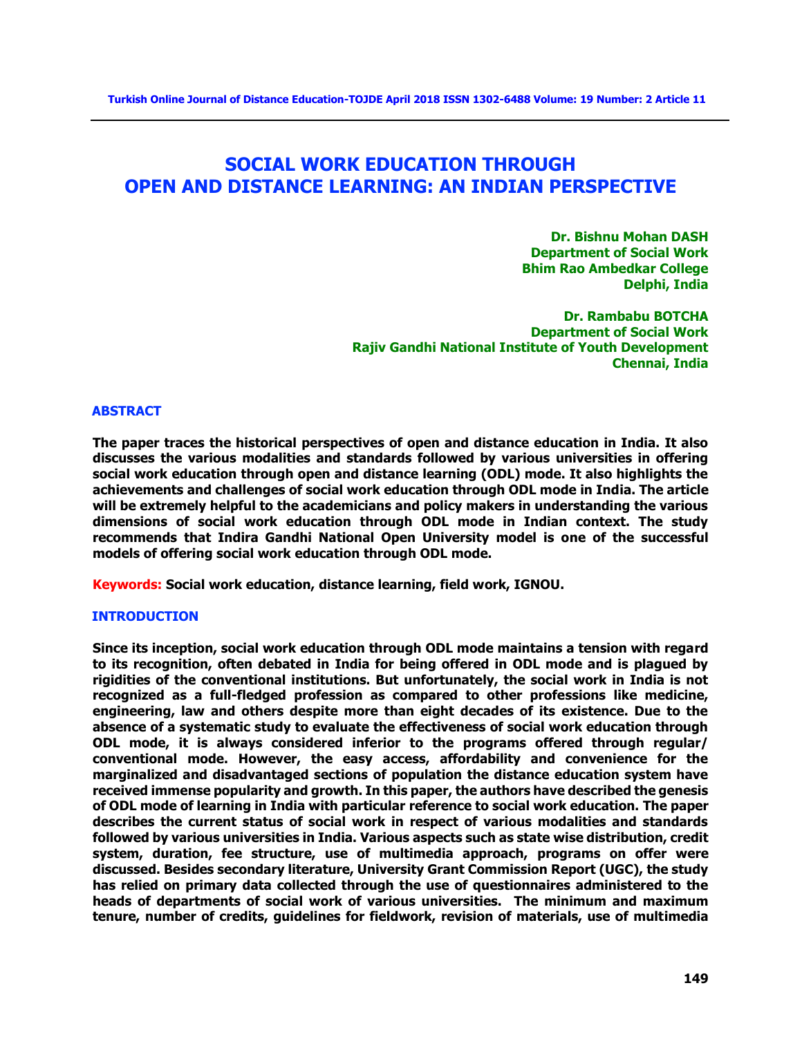# SOCIAL WORK EDUCATION THROUGH OPEN AND DISTANCE LEARNING: AN INDIAN PERSPECTIVE

**Dr. Bishnu Mohan DASH**
**Department of Social Work**
**Bhim Rao Ambedkar College**
**Delphi, India**

**Dr. Rambabu BOTCHA**
**Department of Social Work**
**Rajiv Gandhi National Institute of Youth Development**
**Chennai, India**

## ABSTRACT

**The paper traces the historical perspectives of open and distance education in India. It also discusses the various modalities and standards followed by various universities in offering social work education through open and distance learning (ODL) mode. It also highlights the achievements and challenges of social work education through ODL mode in India. The article will be extremely helpful to the academicians and policy makers in understanding the various dimensions of social work education through ODL mode in Indian context. The study recommends that Indira Gandhi National Open University model is one of the successful models of offering social work education through ODL mode.**

**Keywords:** **Social work education, distance learning, field work, IGNOU.**

## INTRODUCTION

**Since its inception, social work education through ODL mode maintains a tension with regard to its recognition, often debated in India for being offered in ODL mode and is plagued by rigidities of the conventional institutions. But unfortunately, the social work in India is not recognized as a full-fledged profession as compared to other professions like medicine, engineering, law and others despite more than eight decades of its existence. Due to the absence of a systematic study to evaluate the effectiveness of social work education through ODL mode, it is always considered inferior to the programs offered through regular/ conventional mode. However, the easy access, affordability and convenience for the marginalized and disadvantaged sections of population the distance education system have received immense popularity and growth. In this paper, the authors have described the genesis of ODL mode of learning in India with particular reference to social work education. The paper describes the current status of social work in respect of various modalities and standards followed by various universities in India. Various aspects such as state wise distribution, credit system, duration, fee structure, use of multimedia approach, programs on offer were discussed. Besides secondary literature, University Grant Commission Report (UGC), the study has relied on primary data collected through the use of questionnaires administered to the heads of departments of social work of various universities. The minimum and maximum tenure, number of credits, guidelines for fieldwork, revision of materials, use of multimedia**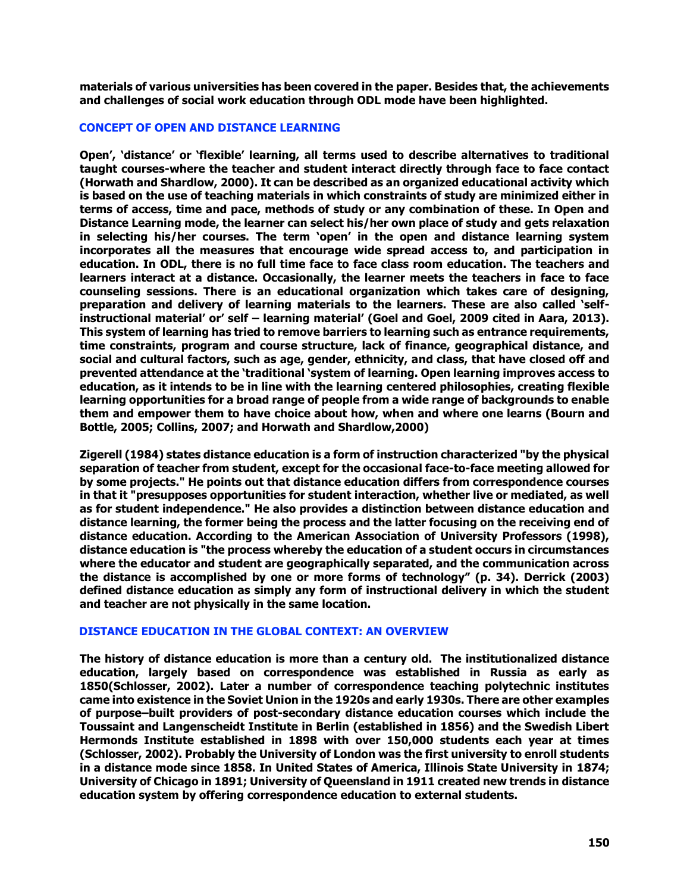**materials of various universities has been covered in the paper. Besides that, the achievements and challenges of social work education through ODL mode have been highlighted.**

## CONCEPT OF OPEN AND DISTANCE LEARNING

**Open', 'distance' or 'flexible' learning, all terms used to describe alternatives to traditional taught courses-where the teacher and student interact directly through face to face contact (Horwath and Shardlow, 2000). It can be described as an organized educational activity which is based on the use of teaching materials in which constraints of study are minimized either in terms of access, time and pace, methods of study or any combination of these. In Open and Distance Learning mode, the learner can select his/her own place of study and gets relaxation in selecting his/her courses. The term 'open' in the open and distance learning system incorporates all the measures that encourage wide spread access to, and participation in education. In ODL, there is no full time face to face class room education. The teachers and learners interact at a distance. Occasionally, the learner meets the teachers in face to face counseling sessions. There is an educational organization which takes care of designing, preparation and delivery of learning materials to the learners. These are also called 'self-instructional material' or' self – learning material' (Goel and Goel, 2009 cited in Aara, 2013). This system of learning has tried to remove barriers to learning such as entrance requirements, time constraints, program and course structure, lack of finance, geographical distance, and social and cultural factors, such as age, gender, ethnicity, and class, that have closed off and prevented attendance at the 'traditional 'system of learning. Open learning improves access to education, as it intends to be in line with the learning centered philosophies, creating flexible learning opportunities for a broad range of people from a wide range of backgrounds to enable them and empower them to have choice about how, when and where one learns (Bourn and Bottle, 2005; Collins, 2007; and Horwath and Shardlow,2000)**

**Zigerell (1984) states distance education is a form of instruction characterized "by the physical separation of teacher from student, except for the occasional face-to-face meeting allowed for by some projects." He points out that distance education differs from correspondence courses in that it "presupposes opportunities for student interaction, whether live or mediated, as well as for student independence." He also provides a distinction between distance education and distance learning, the former being the process and the latter focusing on the receiving end of distance education. According to the American Association of University Professors (1998), distance education is "the process whereby the education of a student occurs in circumstances where the educator and student are geographically separated, and the communication across the distance is accomplished by one or more forms of technology" (p. 34). Derrick (2003) defined distance education as simply any form of instructional delivery in which the student and teacher are not physically in the same location.**

## DISTANCE EDUCATION IN THE GLOBAL CONTEXT: AN OVERVIEW

**The history of distance education is more than a century old. The institutionalized distance education, largely based on correspondence was established in Russia as early as 1850(Schlosser, 2002). Later a number of correspondence teaching polytechnic institutes came into existence in the Soviet Union in the 1920s and early 1930s. There are other examples of purpose–built providers of post-secondary distance education courses which include the Toussaint and Langenscheidt Institute in Berlin (established in 1856) and the Swedish Libert Hermonds Institute established in 1898 with over 150,000 students each year at times (Schlosser, 2002). Probably the University of London was the first university to enroll students in a distance mode since 1858. In United States of America, Illinois State University in 1874; University of Chicago in 1891; University of Queensland in 1911 created new trends in distance education system by offering correspondence education to external students.**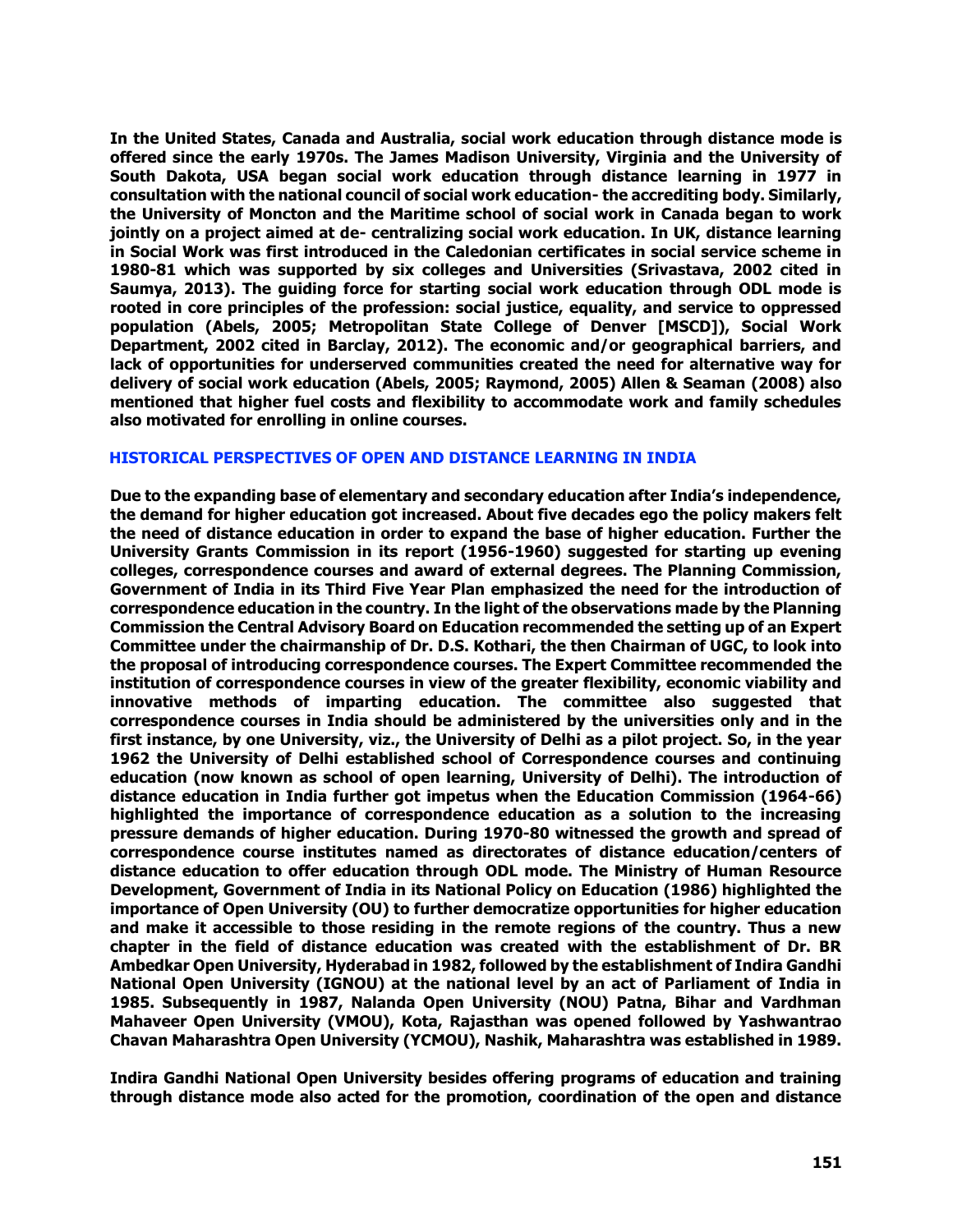**In the United States, Canada and Australia, social work education through distance mode is offered since the early 1970s. The James Madison University, Virginia and the University of South Dakota, USA began social work education through distance learning in 1977 in consultation with the national council of social work education- the accrediting body. Similarly, the University of Moncton and the Maritime school of social work in Canada began to work jointly on a project aimed at de- centralizing social work education. In UK, distance learning in Social Work was first introduced in the Caledonian certificates in social service scheme in 1980-81 which was supported by six colleges and Universities (Srivastava, 2002 cited in Saumya, 2013). The guiding force for starting social work education through ODL mode is rooted in core principles of the profession: social justice, equality, and service to oppressed population (Abels, 2005; Metropolitan State College of Denver [MSCD]), Social Work Department, 2002 cited in Barclay, 2012). The economic and/or geographical barriers, and lack of opportunities for underserved communities created the need for alternative way for delivery of social work education (Abels, 2005; Raymond, 2005) Allen & Seaman (2008) also mentioned that higher fuel costs and flexibility to accommodate work and family schedules also motivated for enrolling in online courses.**

## HISTORICAL PERSPECTIVES OF OPEN AND DISTANCE LEARNING IN INDIA

**Due to the expanding base of elementary and secondary education after India's independence, the demand for higher education got increased. About five decades ego the policy makers felt the need of distance education in order to expand the base of higher education. Further the University Grants Commission in its report (1956-1960) suggested for starting up evening colleges, correspondence courses and award of external degrees. The Planning Commission, Government of India in its Third Five Year Plan emphasized the need for the introduction of correspondence education in the country. In the light of the observations made by the Planning Commission the Central Advisory Board on Education recommended the setting up of an Expert Committee under the chairmanship of Dr. D.S. Kothari, the then Chairman of UGC, to look into the proposal of introducing correspondence courses. The Expert Committee recommended the institution of correspondence courses in view of the greater flexibility, economic viability and innovative methods of imparting education. The committee also suggested that correspondence courses in India should be administered by the universities only and in the first instance, by one University, viz., the University of Delhi as a pilot project. So, in the year 1962 the University of Delhi established school of Correspondence courses and continuing education (now known as school of open learning, University of Delhi). The introduction of distance education in India further got impetus when the Education Commission (1964-66) highlighted the importance of correspondence education as a solution to the increasing pressure demands of higher education. During 1970-80 witnessed the growth and spread of correspondence course institutes named as directorates of distance education/centers of distance education to offer education through ODL mode. The Ministry of Human Resource Development, Government of India in its National Policy on Education (1986) highlighted the importance of Open University (OU) to further democratize opportunities for higher education and make it accessible to those residing in the remote regions of the country. Thus a new chapter in the field of distance education was created with the establishment of Dr. BR Ambedkar Open University, Hyderabad in 1982, followed by the establishment of Indira Gandhi National Open University (IGNOU) at the national level by an act of Parliament of India in 1985. Subsequently in 1987, Nalanda Open University (NOU) Patna, Bihar and Vardhman Mahaveer Open University (VMOU), Kota, Rajasthan was opened followed by Yashwantrao Chavan Maharashtra Open University (YCMOU), Nashik, Maharashtra was established in 1989.**

**Indira Gandhi National Open University besides offering programs of education and training through distance mode also acted for the promotion, coordination of the open and distance**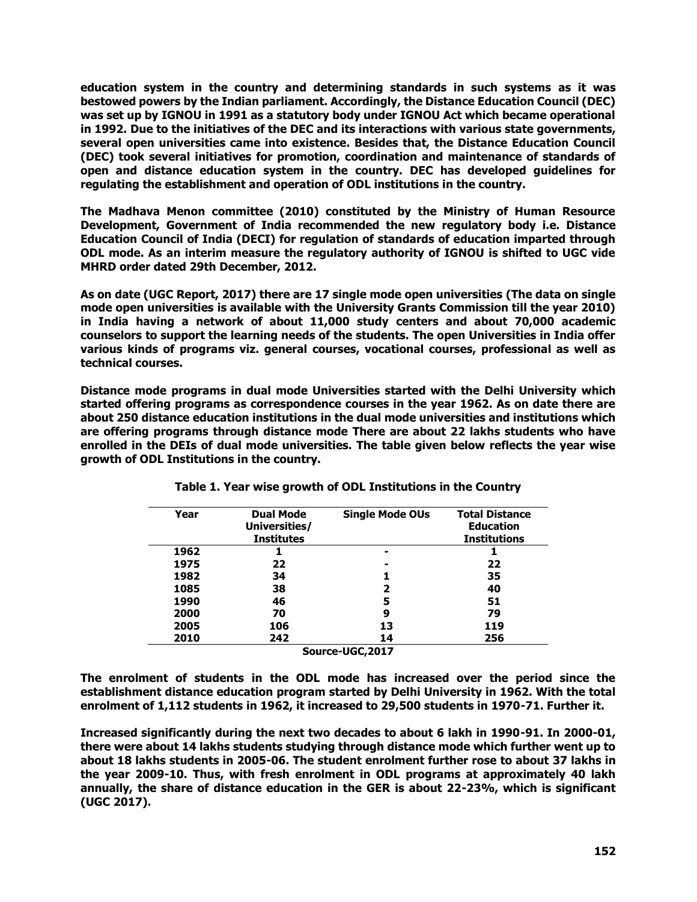**education system in the country and determining standards in such systems as it was bestowed powers by the Indian parliament. Accordingly, the Distance Education Council (DEC) was set up by IGNOU in 1991 as a statutory body under IGNOU Act which became operational in 1992. Due to the initiatives of the DEC and its interactions with various state governments, several open universities came into existence. Besides that, the Distance Education Council (DEC) took several initiatives for promotion, coordination and maintenance of standards of open and distance education system in the country. DEC has developed guidelines for regulating the establishment and operation of ODL institutions in the country.**

**The Madhava Menon committee (2010) constituted by the Ministry of Human Resource Development, Government of India recommended the new regulatory body i.e. Distance Education Council of India (DECI) for regulation of standards of education imparted through ODL mode. As an interim measure the regulatory authority of IGNOU is shifted to UGC vide MHRD order dated 29th December, 2012.**

**As on date (UGC Report, 2017) there are 17 single mode open universities (The data on single mode open universities is available with the University Grants Commission till the year 2010) in India having a network of about 11,000 study centers and about 70,000 academic counselors to support the learning needs of the students. The open Universities in India offer various kinds of programs viz. general courses, vocational courses, professional as well as technical courses.**

**Distance mode programs in dual mode Universities started with the Delhi University which started offering programs as correspondence courses in the year 1962. As on date there are about 250 distance education institutions in the dual mode universities and institutions which are offering programs through distance mode There are about 22 lakhs students who have enrolled in the DEIs of dual mode universities. The table given below reflects the year wise growth of ODL Institutions in the country.**

**Table 1. Year wise growth of ODL Institutions in the Country**

| Year | Dual Mode Universities/ Institutes | Single Mode OUs | Total Distance Education Institutions |
|---|---|---|---|
| 1962 | 1 | - | 1 |
| 1975 | 22 | - | 22 |
| 1982 | 34 | 1 | 35 |
| 1085 | 38 | 2 | 40 |
| 1990 | 46 | 5 | 51 |
| 2000 | 70 | 9 | 79 |
| 2005 | 106 | 13 | 119 |
| 2010 | 242 | 14 | 256 |

**Source-UGC,2017**

**The enrolment of students in the ODL mode has increased over the period since the establishment distance education program started by Delhi University in 1962. With the total enrolment of 1,112 students in 1962, it increased to 29,500 students in 1970-71. Further it.**

**Increased significantly during the next two decades to about 6 lakh in 1990-91. In 2000-01, there were about 14 lakhs students studying through distance mode which further went up to about 18 lakhs students in 2005-06. The student enrolment further rose to about 37 lakhs in the year 2009-10. Thus, with fresh enrolment in ODL programs at approximately 40 lakh annually, the share of distance education in the GER is about 22-23%, which is significant (UGC 2017).**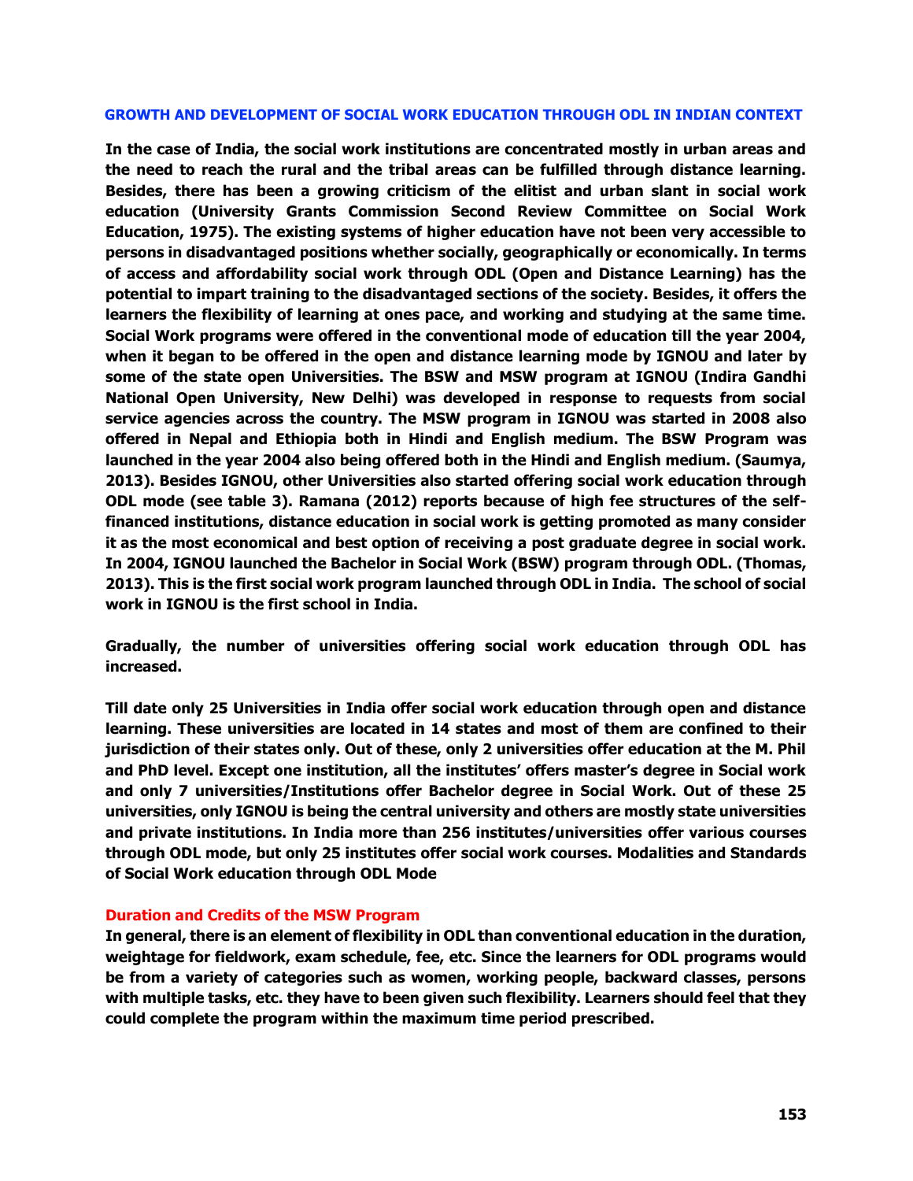## GROWTH AND DEVELOPMENT OF SOCIAL WORK EDUCATION THROUGH ODL IN INDIAN CONTEXT

**In the case of India, the social work institutions are concentrated mostly in urban areas and the need to reach the rural and the tribal areas can be fulfilled through distance learning. Besides, there has been a growing criticism of the elitist and urban slant in social work education (University Grants Commission Second Review Committee on Social Work Education, 1975). The existing systems of higher education have not been very accessible to persons in disadvantaged positions whether socially, geographically or economically. In terms of access and affordability social work through ODL (Open and Distance Learning) has the potential to impart training to the disadvantaged sections of the society. Besides, it offers the learners the flexibility of learning at ones pace, and working and studying at the same time. Social Work programs were offered in the conventional mode of education till the year 2004, when it began to be offered in the open and distance learning mode by IGNOU and later by some of the state open Universities. The BSW and MSW program at IGNOU (Indira Gandhi National Open University, New Delhi) was developed in response to requests from social service agencies across the country. The MSW program in IGNOU was started in 2008 also offered in Nepal and Ethiopia both in Hindi and English medium. The BSW Program was launched in the year 2004 also being offered both in the Hindi and English medium. (Saumya, 2013). Besides IGNOU, other Universities also started offering social work education through ODL mode (see table 3). Ramana (2012) reports because of high fee structures of the self-financed institutions, distance education in social work is getting promoted as many consider it as the most economical and best option of receiving a post graduate degree in social work. In 2004, IGNOU launched the Bachelor in Social Work (BSW) program through ODL. (Thomas, 2013). This is the first social work program launched through ODL in India. The school of social work in IGNOU is the first school in India.**

**Gradually, the number of universities offering social work education through ODL has increased.**

**Till date only 25 Universities in India offer social work education through open and distance learning. These universities are located in 14 states and most of them are confined to their jurisdiction of their states only. Out of these, only 2 universities offer education at the M. Phil and PhD level. Except one institution, all the institutes' offers master's degree in Social work and only 7 universities/Institutions offer Bachelor degree in Social Work. Out of these 25 universities, only IGNOU is being the central university and others are mostly state universities and private institutions. In India more than 256 institutes/universities offer various courses through ODL mode, but only 25 institutes offer social work courses. Modalities and Standards of Social Work education through ODL Mode**

### Duration and Credits of the MSW Program

**In general, there is an element of flexibility in ODL than conventional education in the duration, weightage for fieldwork, exam schedule, fee, etc. Since the learners for ODL programs would be from a variety of categories such as women, working people, backward classes, persons with multiple tasks, etc. they have to been given such flexibility. Learners should feel that they could complete the program within the maximum time period prescribed.**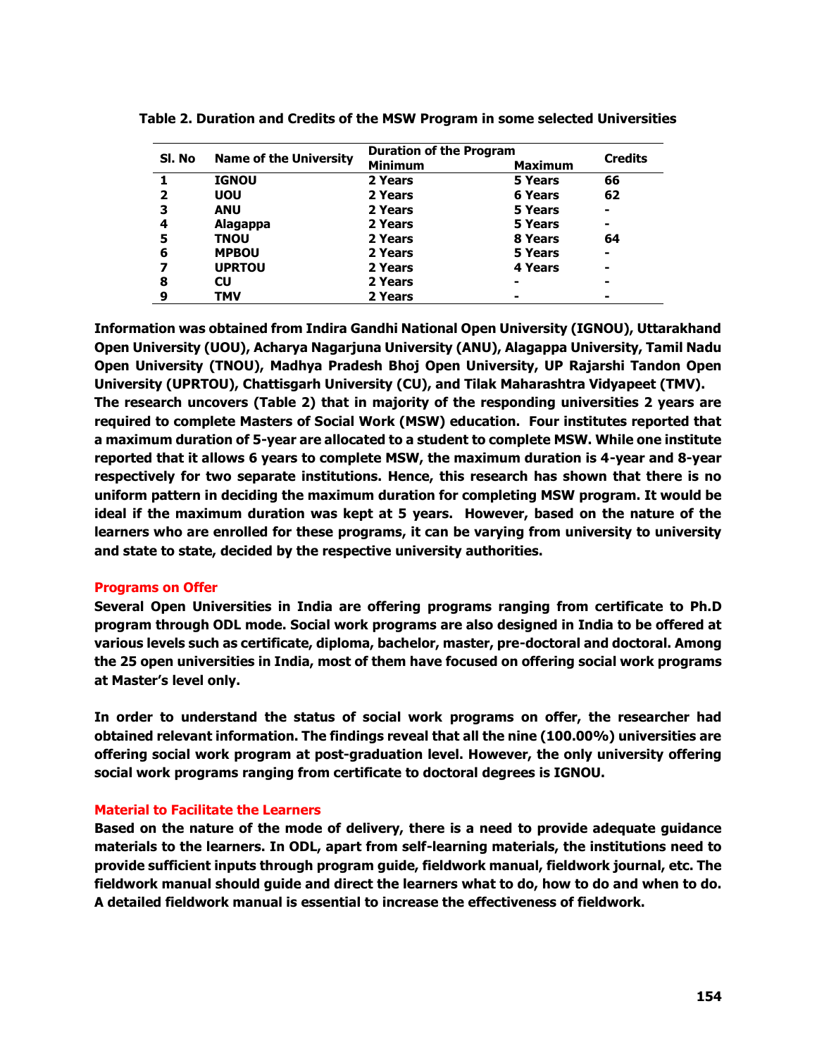**Table 2. Duration and Credits of the MSW Program in some selected Universities**

| Sl. No | Name of the University | Duration of the Program | | Credits |
|---|---|---|---|---|
| | | Minimum | Maximum | |
| 1 | IGNOU | 2 Years | 5 Years | 66 |
| 2 | UOU | 2 Years | 6 Years | 62 |
| 3 | ANU | 2 Years | 5 Years | - |
| 4 | Alagappa | 2 Years | 5 Years | - |
| 5 | TNOU | 2 Years | 8 Years | 64 |
| 6 | MPBOU | 2 Years | 5 Years | - |
| 7 | UPRTOU | 2 Years | 4 Years | - |
| 8 | CU | 2 Years | - | - |
| 9 | TMV | 2 Years | - | - |

**Information was obtained from Indira Gandhi National Open University (IGNOU), Uttarakhand Open University (UOU), Acharya Nagarjuna University (ANU), Alagappa University, Tamil Nadu Open University (TNOU), Madhya Pradesh Bhoj Open University, UP Rajarshi Tandon Open University (UPRTOU), Chattisgarh University (CU), and Tilak Maharashtra Vidyapeet (TMV).**

**The research uncovers (Table 2) that in majority of the responding universities 2 years are required to complete Masters of Social Work (MSW) education. Four institutes reported that a maximum duration of 5-year are allocated to a student to complete MSW. While one institute reported that it allows 6 years to complete MSW, the maximum duration is 4-year and 8-year respectively for two separate institutions. Hence, this research has shown that there is no uniform pattern in deciding the maximum duration for completing MSW program. It would be ideal if the maximum duration was kept at 5 years. However, based on the nature of the learners who are enrolled for these programs, it can be varying from university to university and state to state, decided by the respective university authorities.**

## Programs on Offer

**Several Open Universities in India are offering programs ranging from certificate to Ph.D program through ODL mode. Social work programs are also designed in India to be offered at various levels such as certificate, diploma, bachelor, master, pre-doctoral and doctoral. Among the 25 open universities in India, most of them have focused on offering social work programs at Master's level only.**

**In order to understand the status of social work programs on offer, the researcher had obtained relevant information. The findings reveal that all the nine (100.00%) universities are offering social work program at post-graduation level. However, the only university offering social work programs ranging from certificate to doctoral degrees is IGNOU.**

## Material to Facilitate the Learners

**Based on the nature of the mode of delivery, there is a need to provide adequate guidance materials to the learners. In ODL, apart from self-learning materials, the institutions need to provide sufficient inputs through program guide, fieldwork manual, fieldwork journal, etc. The fieldwork manual should guide and direct the learners what to do, how to do and when to do. A detailed fieldwork manual is essential to increase the effectiveness of fieldwork.**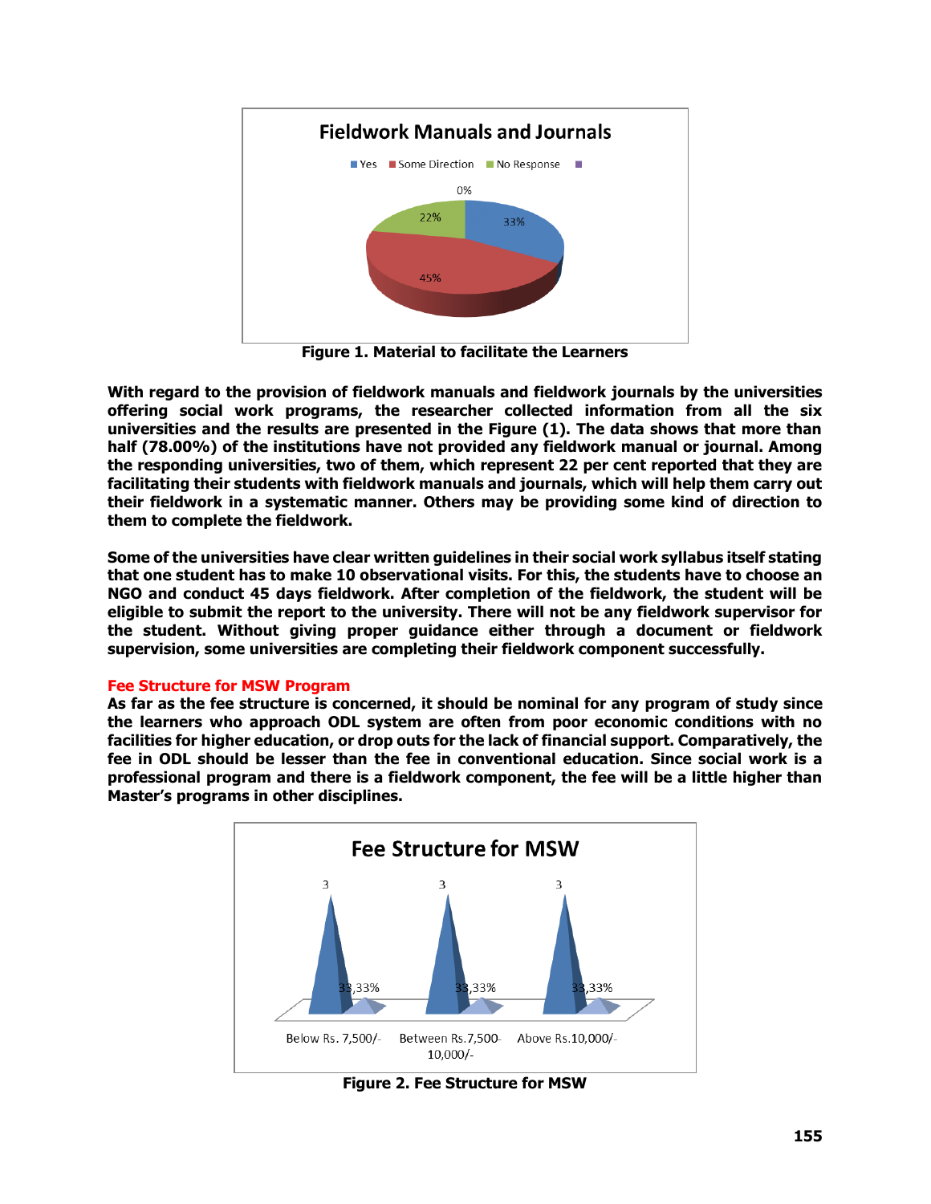**Figure 1. Material to facilitate the Learners**

With regard to the provision of fieldwork manuals and fieldwork journals by the universities offering social work programs, the researcher collected information from all the six universities and the results are presented in the Figure (1). The data shows that more than half (78.00%) of the institutions have not provided any fieldwork manual or journal. Among the responding universities, two of them, which represent 22 per cent reported that they are facilitating their students with fieldwork manuals and journals, which will help them carry out their fieldwork in a systematic manner. Others may be providing some kind of direction to them to complete the fieldwork.

Some of the universities have clear written guidelines in their social work syllabus itself stating that one student has to make 10 observational visits. For this, the students have to choose an NGO and conduct 45 days fieldwork. After completion of the fieldwork, the student will be eligible to submit the report to the university. There will not be any fieldwork supervisor for the student. Without giving proper guidance either through a document or fieldwork supervision, some universities are completing their fieldwork component successfully.

## Fee Structure for MSW Program

As far as the fee structure is concerned, it should be nominal for any program of study since the learners who approach ODL system are often from poor economic conditions with no facilities for higher education, or drop outs for the lack of financial support. Comparatively, the fee in ODL should be lesser than the fee in conventional education. Since social work is a professional program and there is a fieldwork component, the fee will be a little higher than Master's programs in other disciplines.

**Figure 2. Fee Structure for MSW**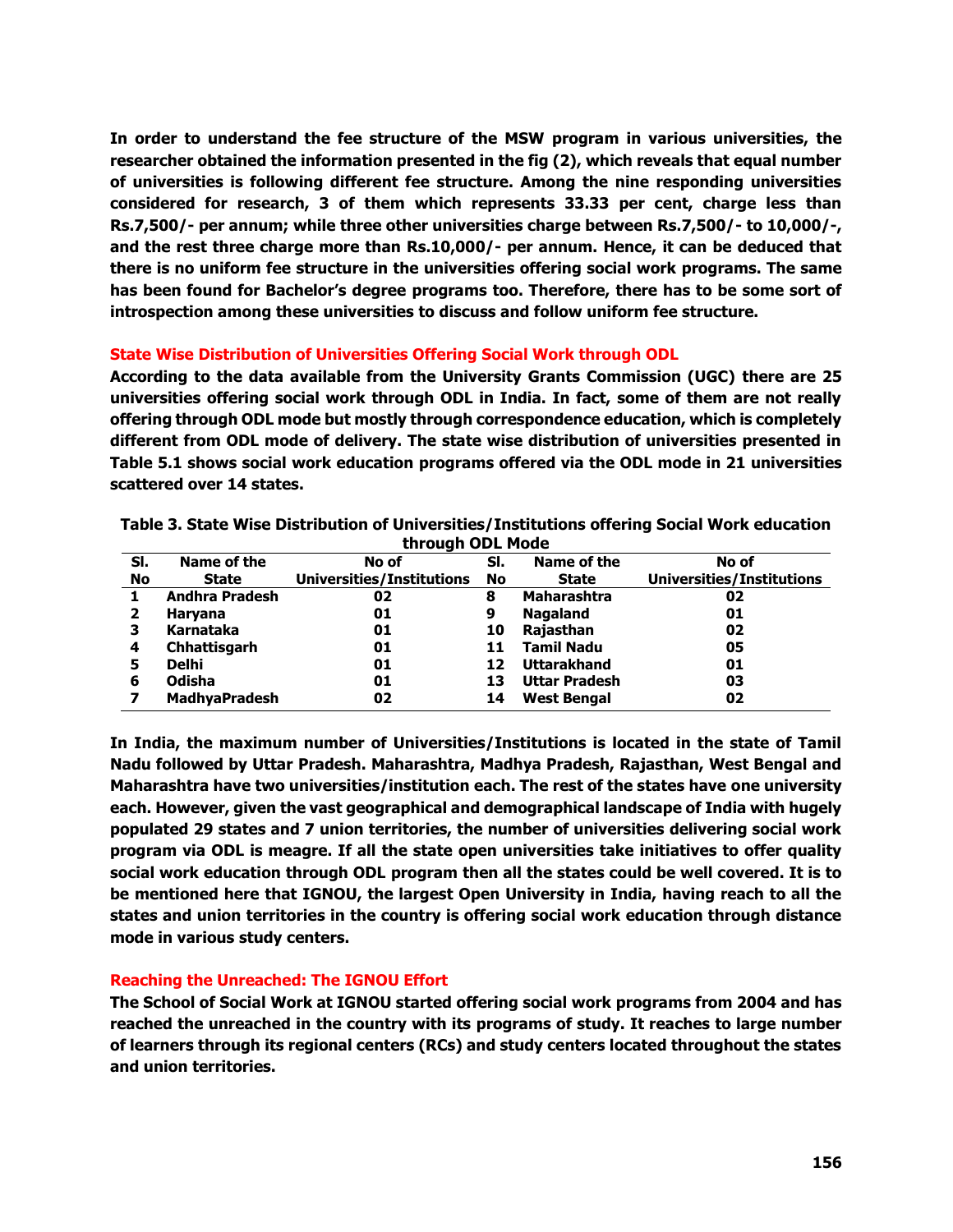**In order to understand the fee structure of the MSW program in various universities, the researcher obtained the information presented in the fig (2), which reveals that equal number of universities is following different fee structure. Among the nine responding universities considered for research, 3 of them which represents 33.33 per cent, charge less than Rs.7,500/- per annum; while three other universities charge between Rs.7,500/- to 10,000/-, and the rest three charge more than Rs.10,000/- per annum. Hence, it can be deduced that there is no uniform fee structure in the universities offering social work programs. The same has been found for Bachelor's degree programs too. Therefore, there has to be some sort of introspection among these universities to discuss and follow uniform fee structure.**

## State Wise Distribution of Universities Offering Social Work through ODL

**According to the data available from the University Grants Commission (UGC) there are 25 universities offering social work through ODL in India. In fact, some of them are not really offering through ODL mode but mostly through correspondence education, which is completely different from ODL mode of delivery. The state wise distribution of universities presented in Table 5.1 shows social work education programs offered via the ODL mode in 21 universities scattered over 14 states.**

**Table 3. State Wise Distribution of Universities/Institutions offering Social Work education through ODL Mode**

| Sl. No | Name of the State | No of Universities/Institutions | Sl. No | Name of the State | No of Universities/Institutions |
|---|---|---|---|---|---|
| 1 | Andhra Pradesh | 02 | 8 | Maharashtra | 02 |
| 2 | Haryana | 01 | 9 | Nagaland | 01 |
| 3 | Karnataka | 01 | 10 | Rajasthan | 02 |
| 4 | Chhattisgarh | 01 | 11 | Tamil Nadu | 05 |
| 5 | Delhi | 01 | 12 | Uttarakhand | 01 |
| 6 | Odisha | 01 | 13 | Uttar Pradesh | 03 |
| 7 | MadhyaPradesh | 02 | 14 | West Bengal | 02 |

**In India, the maximum number of Universities/Institutions is located in the state of Tamil Nadu followed by Uttar Pradesh. Maharashtra, Madhya Pradesh, Rajasthan, West Bengal and Maharashtra have two universities/institution each. The rest of the states have one university each. However, given the vast geographical and demographical landscape of India with hugely populated 29 states and 7 union territories, the number of universities delivering social work program via ODL is meagre. If all the state open universities take initiatives to offer quality social work education through ODL program then all the states could be well covered. It is to be mentioned here that IGNOU, the largest Open University in India, having reach to all the states and union territories in the country is offering social work education through distance mode in various study centers.**

## Reaching the Unreached: The IGNOU Effort

**The School of Social Work at IGNOU started offering social work programs from 2004 and has reached the unreached in the country with its programs of study. It reaches to large number of learners through its regional centers (RCs) and study centers located throughout the states and union territories.**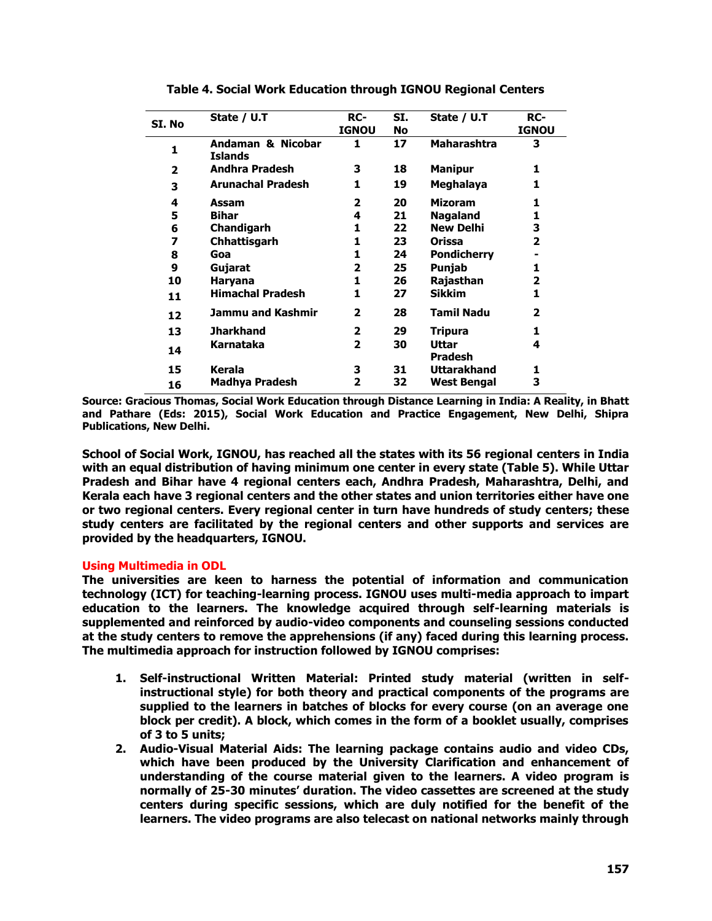**Table 4. Social Work Education through IGNOU Regional Centers**

| SI. No | State / U.T | RC-IGNOU | SI. No | State / U.T | RC-IGNOU |
|---|---|---|---|---|---|
| 1 | Andaman & Nicobar Islands | 1 | 17 | Maharashtra | 3 |
| 2 | Andhra Pradesh | 3 | 18 | Manipur | 1 |
| 3 | Arunachal Pradesh | 1 | 19 | Meghalaya | 1 |
| 4 | Assam | 2 | 20 | Mizoram | 1 |
| 5 | Bihar | 4 | 21 | Nagaland | 1 |
| 6 | Chandigarh | 1 | 22 | New Delhi | 3 |
| 7 | Chhattisgarh | 1 | 23 | Orissa | 2 |
| 8 | Goa | 1 | 24 | Pondicherry | - |
| 9 | Gujarat | 2 | 25 | Punjab | 1 |
| 10 | Haryana | 1 | 26 | Rajasthan | 2 |
| 11 | Himachal Pradesh | 1 | 27 | Sikkim | 1 |
| 12 | Jammu and Kashmir | 2 | 28 | Tamil Nadu | 2 |
| 13 | Jharkhand | 2 | 29 | Tripura | 1 |
| 14 | Karnataka | 2 | 30 | Uttar Pradesh | 4 |
| 15 | Kerala | 3 | 31 | Uttarakhand | 1 |
| 16 | Madhya Pradesh | 2 | 32 | West Bengal | 3 |

**Source: Gracious Thomas, Social Work Education through Distance Learning in India: A Reality, in Bhatt and Pathare (Eds: 2015), Social Work Education and Practice Engagement, New Delhi, Shipra Publications, New Delhi.**

**School of Social Work, IGNOU, has reached all the states with its 56 regional centers in India with an equal distribution of having minimum one center in every state (Table 5). While Uttar Pradesh and Bihar have 4 regional centers each, Andhra Pradesh, Maharashtra, Delhi, and Kerala each have 3 regional centers and the other states and union territories either have one or two regional centers. Every regional center in turn have hundreds of study centers; these study centers are facilitated by the regional centers and other supports and services are provided by the headquarters, IGNOU.**

### Using Multimedia in ODL

**The universities are keen to harness the potential of information and communication technology (ICT) for teaching-learning process. IGNOU uses multi-media approach to impart education to the learners. The knowledge acquired through self-learning materials is supplemented and reinforced by audio-video components and counseling sessions conducted at the study centers to remove the apprehensions (if any) faced during this learning process. The multimedia approach for instruction followed by IGNOU comprises:**

1. **Self-instructional Written Material: Printed study material (written in self-instructional style) for both theory and practical components of the programs are supplied to the learners in batches of blocks for every course (on an average one block per credit). A block, which comes in the form of a booklet usually, comprises of 3 to 5 units;**
2. **Audio-Visual Material Aids: The learning package contains audio and video CDs, which have been produced by the University Clarification and enhancement of understanding of the course material given to the learners. A video program is normally of 25-30 minutes' duration. The video cassettes are screened at the study centers during specific sessions, which are duly notified for the benefit of the learners. The video programs are also telecast on national networks mainly through**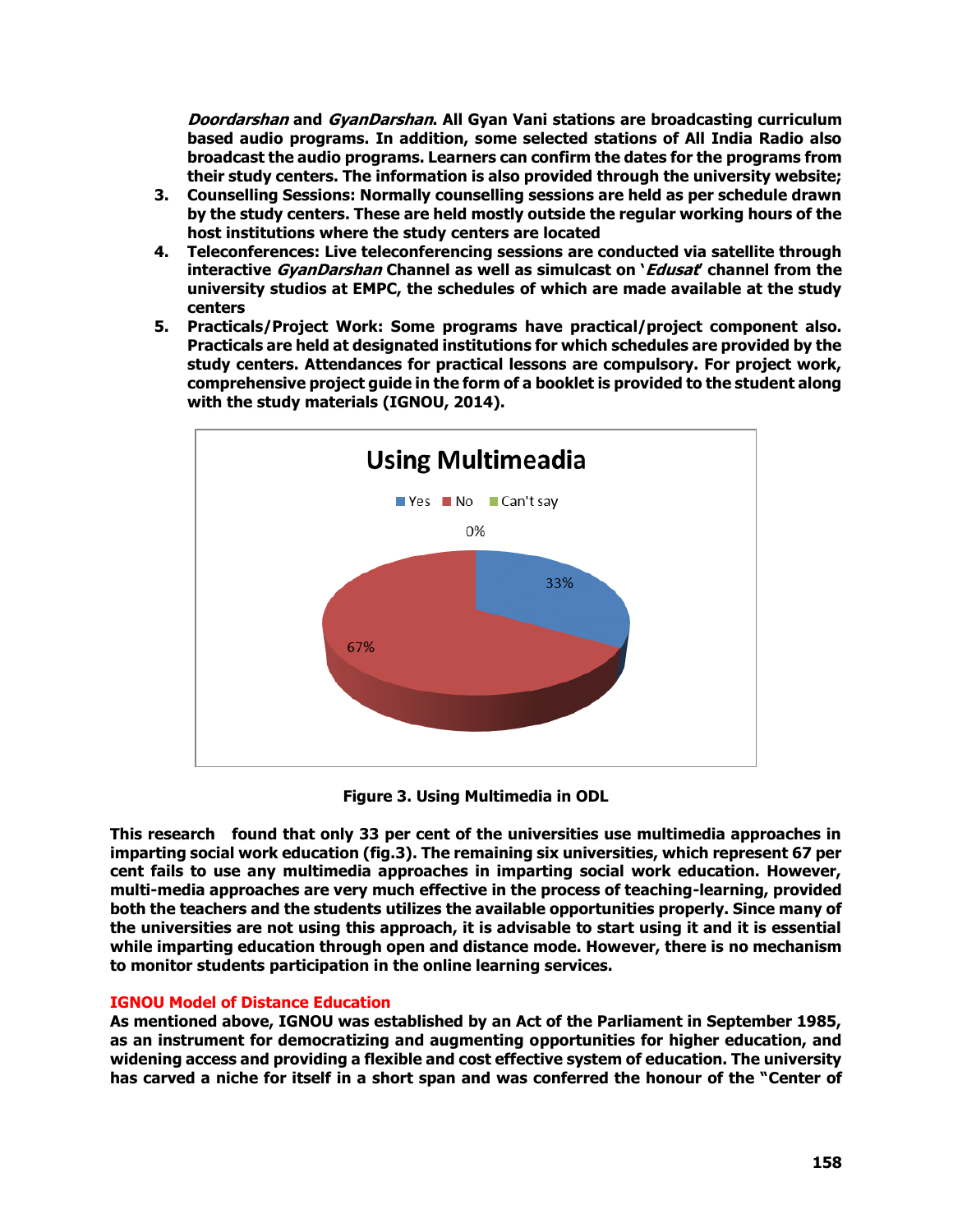**_Doordarshan_ and _GyanDarshan_. All Gyan Vani stations are broadcasting curriculum based audio programs. In addition, some selected stations of All India Radio also broadcast the audio programs. Learners can confirm the dates for the programs from their study centers. The information is also provided through the university website;**

3. **Counselling Sessions: Normally counselling sessions are held as per schedule drawn by the study centers. These are held mostly outside the regular working hours of the host institutions where the study centers are located**
4. **Teleconferences: Live teleconferencing sessions are conducted via satellite through interactive _GyanDarshan_ Channel as well as simulcast on '_Edusat_' channel from the university studios at EMPC, the schedules of which are made available at the study centers**
5. **Practicals/Project Work: Some programs have practical/project component also. Practicals are held at designated institutions for which schedules are provided by the study centers. Attendances for practical lessons are compulsory. For project work, comprehensive project guide in the form of a booklet is provided to the student along with the study materials (IGNOU, 2014).**

Using Multimeadia

Yes: 33%, No: 67%, Can't say: 0%

**Figure 3. Using Multimedia in ODL**

**This research found that only 33 per cent of the universities use multimedia approaches in imparting social work education (fig.3). The remaining six universities, which represent 67 per cent fails to use any multimedia approaches in imparting social work education. However, multi-media approaches are very much effective in the process of teaching-learning, provided both the teachers and the students utilizes the available opportunities properly. Since many of the universities are not using this approach, it is advisable to start using it and it is essential while imparting education through open and distance mode. However, there is no mechanism to monitor students participation in the online learning services.**

### IGNOU Model of Distance Education

**As mentioned above, IGNOU was established by an Act of the Parliament in September 1985, as an instrument for democratizing and augmenting opportunities for higher education, and widening access and providing a flexible and cost effective system of education. The university has carved a niche for itself in a short span and was conferred the honour of the "Center of**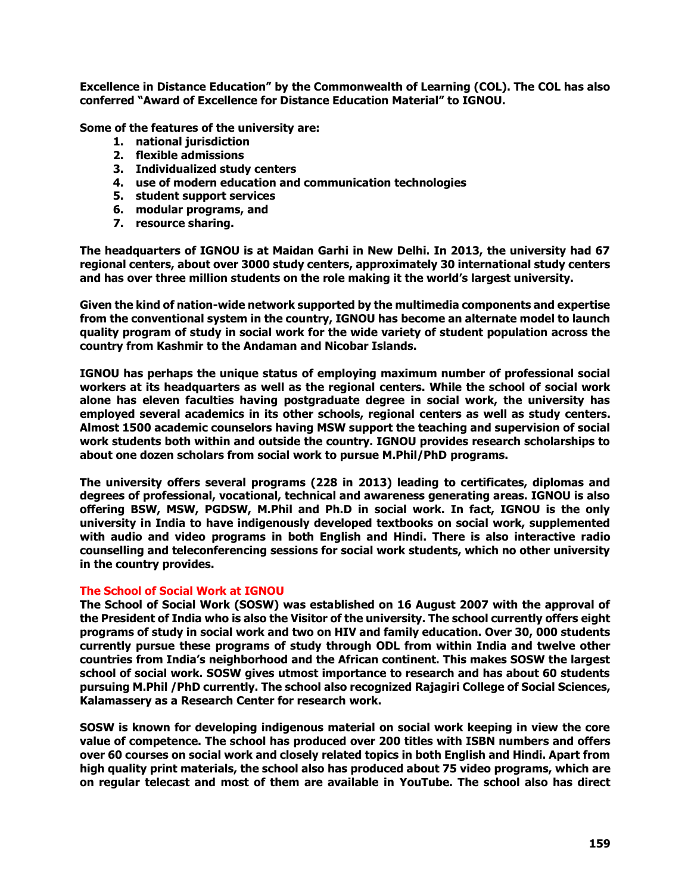**Excellence in Distance Education" by the Commonwealth of Learning (COL). The COL has also conferred "Award of Excellence for Distance Education Material" to IGNOU.**

**Some of the features of the university are:**

1. **national jurisdiction**
2. **flexible admissions**
3. **Individualized study centers**
4. **use of modern education and communication technologies**
5. **student support services**
6. **modular programs, and**
7. **resource sharing.**

**The headquarters of IGNOU is at Maidan Garhi in New Delhi. In 2013, the university had 67 regional centers, about over 3000 study centers, approximately 30 international study centers and has over three million students on the role making it the world's largest university.**

**Given the kind of nation-wide network supported by the multimedia components and expertise from the conventional system in the country, IGNOU has become an alternate model to launch quality program of study in social work for the wide variety of student population across the country from Kashmir to the Andaman and Nicobar Islands.**

**IGNOU has perhaps the unique status of employing maximum number of professional social workers at its headquarters as well as the regional centers. While the school of social work alone has eleven faculties having postgraduate degree in social work, the university has employed several academics in its other schools, regional centers as well as study centers. Almost 1500 academic counselors having MSW support the teaching and supervision of social work students both within and outside the country. IGNOU provides research scholarships to about one dozen scholars from social work to pursue M.Phil/PhD programs.**

**The university offers several programs (228 in 2013) leading to certificates, diplomas and degrees of professional, vocational, technical and awareness generating areas. IGNOU is also offering BSW, MSW, PGDSW, M.Phil and Ph.D in social work. In fact, IGNOU is the only university in India to have indigenously developed textbooks on social work, supplemented with audio and video programs in both English and Hindi. There is also interactive radio counselling and teleconferencing sessions for social work students, which no other university in the country provides.**

### The School of Social Work at IGNOU

**The School of Social Work (SOSW) was established on 16 August 2007 with the approval of the President of India who is also the Visitor of the university. The school currently offers eight programs of study in social work and two on HIV and family education. Over 30, 000 students currently pursue these programs of study through ODL from within India and twelve other countries from India's neighborhood and the African continent. This makes SOSW the largest school of social work. SOSW gives utmost importance to research and has about 60 students pursuing M.Phil /PhD currently. The school also recognized Rajagiri College of Social Sciences, Kalamassery as a Research Center for research work.**

**SOSW is known for developing indigenous material on social work keeping in view the core value of competence. The school has produced over 200 titles with ISBN numbers and offers over 60 courses on social work and closely related topics in both English and Hindi. Apart from high quality print materials, the school also has produced about 75 video programs, which are on regular telecast and most of them are available in YouTube. The school also has direct**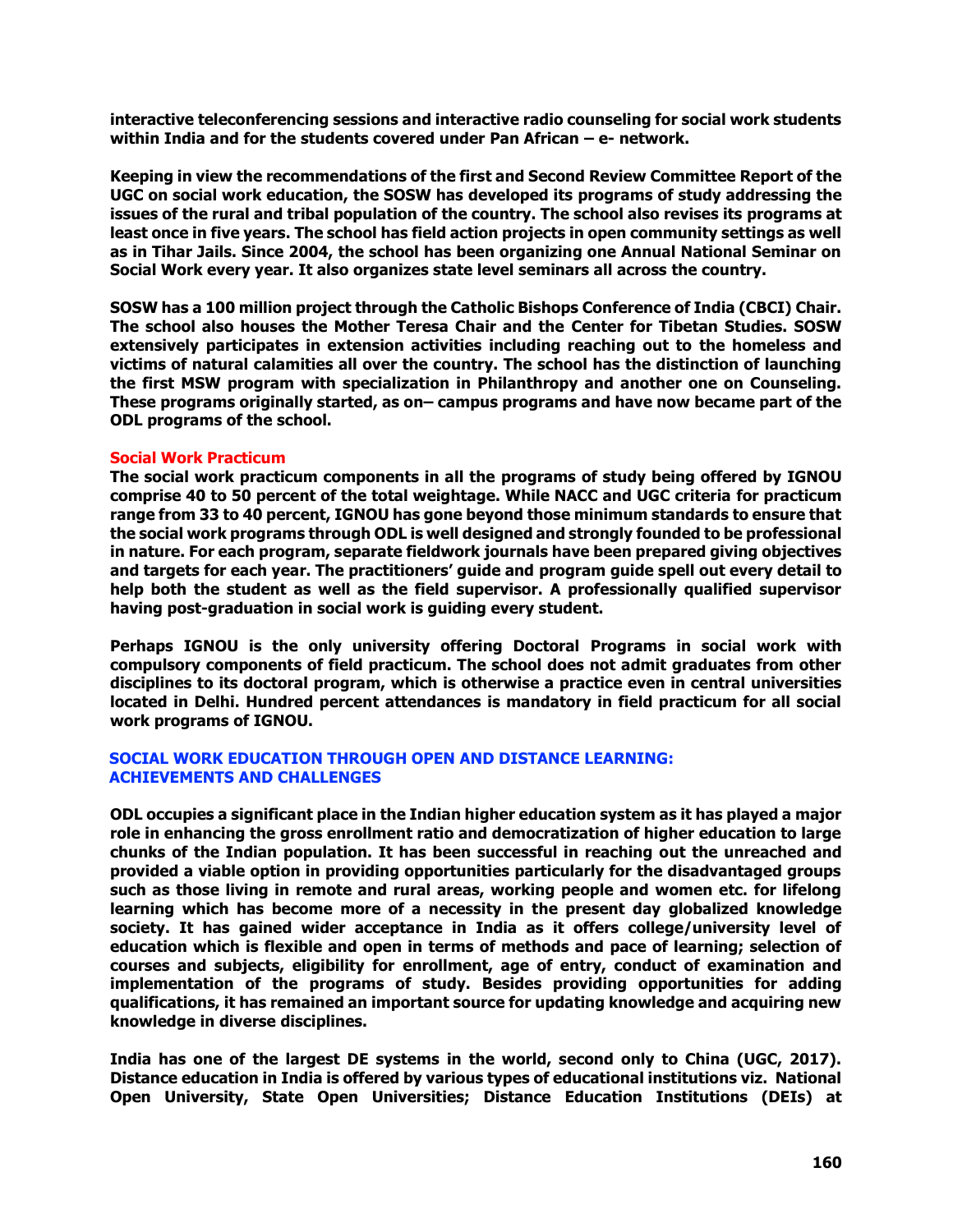**interactive teleconferencing sessions and interactive radio counseling for social work students within India and for the students covered under Pan African – e- network.**

**Keeping in view the recommendations of the first and Second Review Committee Report of the UGC on social work education, the SOSW has developed its programs of study addressing the issues of the rural and tribal population of the country. The school also revises its programs at least once in five years. The school has field action projects in open community settings as well as in Tihar Jails. Since 2004, the school has been organizing one Annual National Seminar on Social Work every year. It also organizes state level seminars all across the country.**

**SOSW has a 100 million project through the Catholic Bishops Conference of India (CBCI) Chair. The school also houses the Mother Teresa Chair and the Center for Tibetan Studies. SOSW extensively participates in extension activities including reaching out to the homeless and victims of natural calamities all over the country. The school has the distinction of launching the first MSW program with specialization in Philanthropy and another one on Counseling. These programs originally started, as on– campus programs and have now became part of the ODL programs of the school.**

### Social Work Practicum

**The social work practicum components in all the programs of study being offered by IGNOU comprise 40 to 50 percent of the total weightage. While NACC and UGC criteria for practicum range from 33 to 40 percent, IGNOU has gone beyond those minimum standards to ensure that the social work programs through ODL is well designed and strongly founded to be professional in nature. For each program, separate fieldwork journals have been prepared giving objectives and targets for each year. The practitioners' guide and program guide spell out every detail to help both the student as well as the field supervisor. A professionally qualified supervisor having post-graduation in social work is guiding every student.**

**Perhaps IGNOU is the only university offering Doctoral Programs in social work with compulsory components of field practicum. The school does not admit graduates from other disciplines to its doctoral program, which is otherwise a practice even in central universities located in Delhi. Hundred percent attendances is mandatory in field practicum for all social work programs of IGNOU.**

## SOCIAL WORK EDUCATION THROUGH OPEN AND DISTANCE LEARNING: ACHIEVEMENTS AND CHALLENGES

**ODL occupies a significant place in the Indian higher education system as it has played a major role in enhancing the gross enrollment ratio and democratization of higher education to large chunks of the Indian population. It has been successful in reaching out the unreached and provided a viable option in providing opportunities particularly for the disadvantaged groups such as those living in remote and rural areas, working people and women etc. for lifelong learning which has become more of a necessity in the present day globalized knowledge society. It has gained wider acceptance in India as it offers college/university level of education which is flexible and open in terms of methods and pace of learning; selection of courses and subjects, eligibility for enrollment, age of entry, conduct of examination and implementation of the programs of study. Besides providing opportunities for adding qualifications, it has remained an important source for updating knowledge and acquiring new knowledge in diverse disciplines.**

**India has one of the largest DE systems in the world, second only to China (UGC, 2017). Distance education in India is offered by various types of educational institutions viz. National Open University, State Open Universities; Distance Education Institutions (DEIs) at**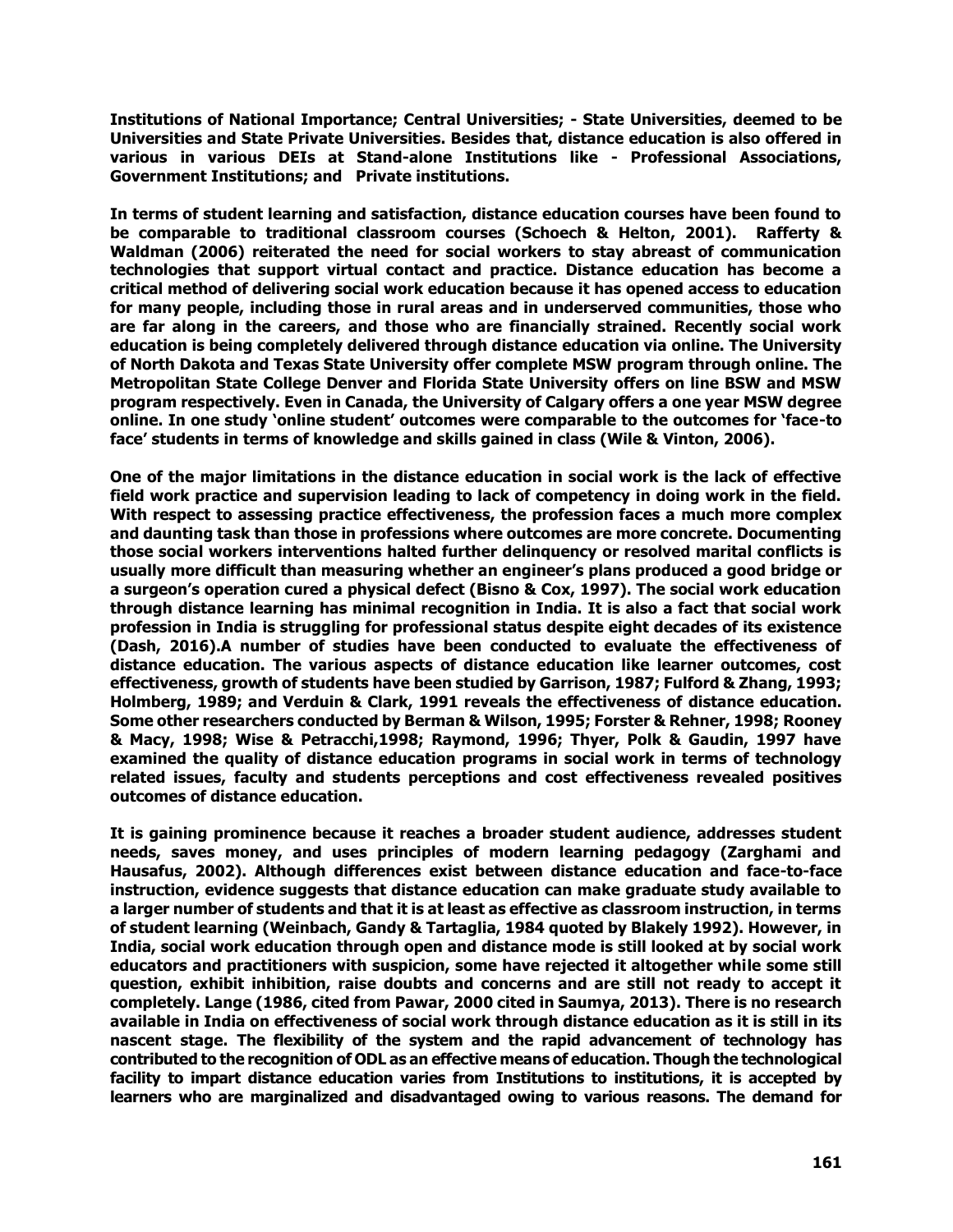**Institutions of National Importance; Central Universities; - State Universities, deemed to be Universities and State Private Universities. Besides that, distance education is also offered in various in various DEIs at Stand-alone Institutions like - Professional Associations, Government Institutions; and Private institutions.**

**In terms of student learning and satisfaction, distance education courses have been found to be comparable to traditional classroom courses (Schoech & Helton, 2001). Rafferty & Waldman (2006) reiterated the need for social workers to stay abreast of communication technologies that support virtual contact and practice. Distance education has become a critical method of delivering social work education because it has opened access to education for many people, including those in rural areas and in underserved communities, those who are far along in the careers, and those who are financially strained. Recently social work education is being completely delivered through distance education via online. The University of North Dakota and Texas State University offer complete MSW program through online. The Metropolitan State College Denver and Florida State University offers on line BSW and MSW program respectively. Even in Canada, the University of Calgary offers a one year MSW degree online. In one study 'online student' outcomes were comparable to the outcomes for 'face-to face' students in terms of knowledge and skills gained in class (Wile & Vinton, 2006).**

**One of the major limitations in the distance education in social work is the lack of effective field work practice and supervision leading to lack of competency in doing work in the field. With respect to assessing practice effectiveness, the profession faces a much more complex and daunting task than those in professions where outcomes are more concrete. Documenting those social workers interventions halted further delinquency or resolved marital conflicts is usually more difficult than measuring whether an engineer's plans produced a good bridge or a surgeon's operation cured a physical defect (Bisno & Cox, 1997). The social work education through distance learning has minimal recognition in India. It is also a fact that social work profession in India is struggling for professional status despite eight decades of its existence (Dash, 2016).A number of studies have been conducted to evaluate the effectiveness of distance education. The various aspects of distance education like learner outcomes, cost effectiveness, growth of students have been studied by Garrison, 1987; Fulford & Zhang, 1993; Holmberg, 1989; and Verduin & Clark, 1991 reveals the effectiveness of distance education. Some other researchers conducted by Berman & Wilson, 1995; Forster & Rehner, 1998; Rooney & Macy, 1998; Wise & Petracchi,1998; Raymond, 1996; Thyer, Polk & Gaudin, 1997 have examined the quality of distance education programs in social work in terms of technology related issues, faculty and students perceptions and cost effectiveness revealed positives outcomes of distance education.**

**It is gaining prominence because it reaches a broader student audience, addresses student needs, saves money, and uses principles of modern learning pedagogy (Zarghami and Hausafus, 2002). Although differences exist between distance education and face-to-face instruction, evidence suggests that distance education can make graduate study available to a larger number of students and that it is at least as effective as classroom instruction, in terms of student learning (Weinbach, Gandy & Tartaglia, 1984 quoted by Blakely 1992). However, in India, social work education through open and distance mode is still looked at by social work educators and practitioners with suspicion, some have rejected it altogether while some still question, exhibit inhibition, raise doubts and concerns and are still not ready to accept it completely. Lange (1986, cited from Pawar, 2000 cited in Saumya, 2013). There is no research available in India on effectiveness of social work through distance education as it is still in its nascent stage. The flexibility of the system and the rapid advancement of technology has contributed to the recognition of ODL as an effective means of education. Though the technological facility to impart distance education varies from Institutions to institutions, it is accepted by learners who are marginalized and disadvantaged owing to various reasons. The demand for**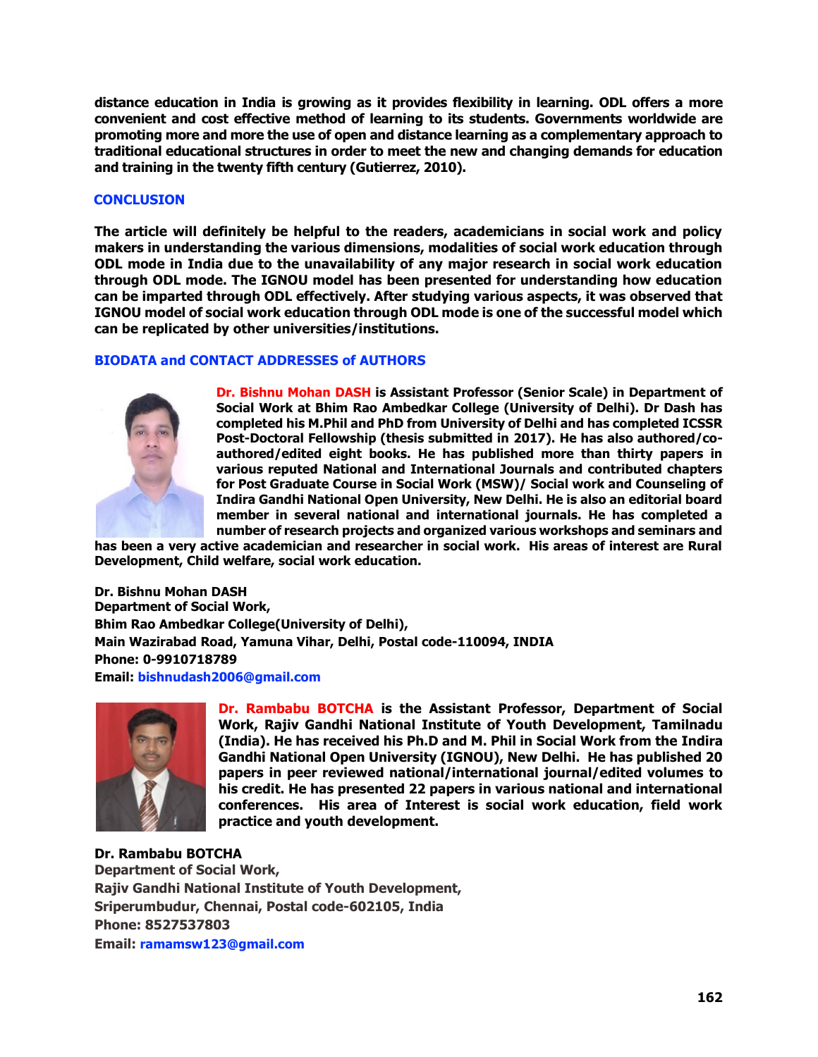**distance education in India is growing as it provides flexibility in learning. ODL offers a more convenient and cost effective method of learning to its students. Governments worldwide are promoting more and more the use of open and distance learning as a complementary approach to traditional educational structures in order to meet the new and changing demands for education and training in the twenty fifth century (Gutierrez, 2010).**

## CONCLUSION

**The article will definitely be helpful to the readers, academicians in social work and policy makers in understanding the various dimensions, modalities of social work education through ODL mode in India due to the unavailability of any major research in social work education through ODL mode. The IGNOU model has been presented for understanding how education can be imparted through ODL effectively. After studying various aspects, it was observed that IGNOU model of social work education through ODL mode is one of the successful model which can be replicated by other universities/institutions.**

## BIODATA and CONTACT ADDRESSES of AUTHORS

**Dr. Bishnu Mohan DASH is Assistant Professor (Senior Scale) in Department of Social Work at Bhim Rao Ambedkar College (University of Delhi). Dr Dash has completed his M.Phil and PhD from University of Delhi and has completed ICSSR Post-Doctoral Fellowship (thesis submitted in 2017). He has also authored/co-authored/edited eight books. He has published more than thirty papers in various reputed National and International Journals and contributed chapters for Post Graduate Course in Social Work (MSW)/ Social work and Counseling of Indira Gandhi National Open University, New Delhi. He is also an editorial board member in several national and international journals. He has completed a number of research projects and organized various workshops and seminars and has been a very active academician and researcher in social work. His areas of interest are Rural Development, Child welfare, social work education.**

**Dr. Bishnu Mohan DASH**
**Department of Social Work,**
**Bhim Rao Ambedkar College(University of Delhi),**
**Main Wazirabad Road, Yamuna Vihar, Delhi, Postal code-110094, INDIA**
**Phone: 0-9910718789**
**Email: bishnudash2006@gmail.com**

**Dr. Rambabu BOTCHA is the Assistant Professor, Department of Social Work, Rajiv Gandhi National Institute of Youth Development, Tamilnadu (India). He has received his Ph.D and M. Phil in Social Work from the Indira Gandhi National Open University (IGNOU), New Delhi. He has published 20 papers in peer reviewed national/international journal/edited volumes to his credit. He has presented 22 papers in various national and international conferences. His area of Interest is social work education, field work practice and youth development.**

**Dr. Rambabu BOTCHA**
**Department of Social Work,**
**Rajiv Gandhi National Institute of Youth Development,**
**Sriperumbudur, Chennai, Postal code-602105, India**
**Phone: 8527537803**
**Email: ramamsw123@gmail.com**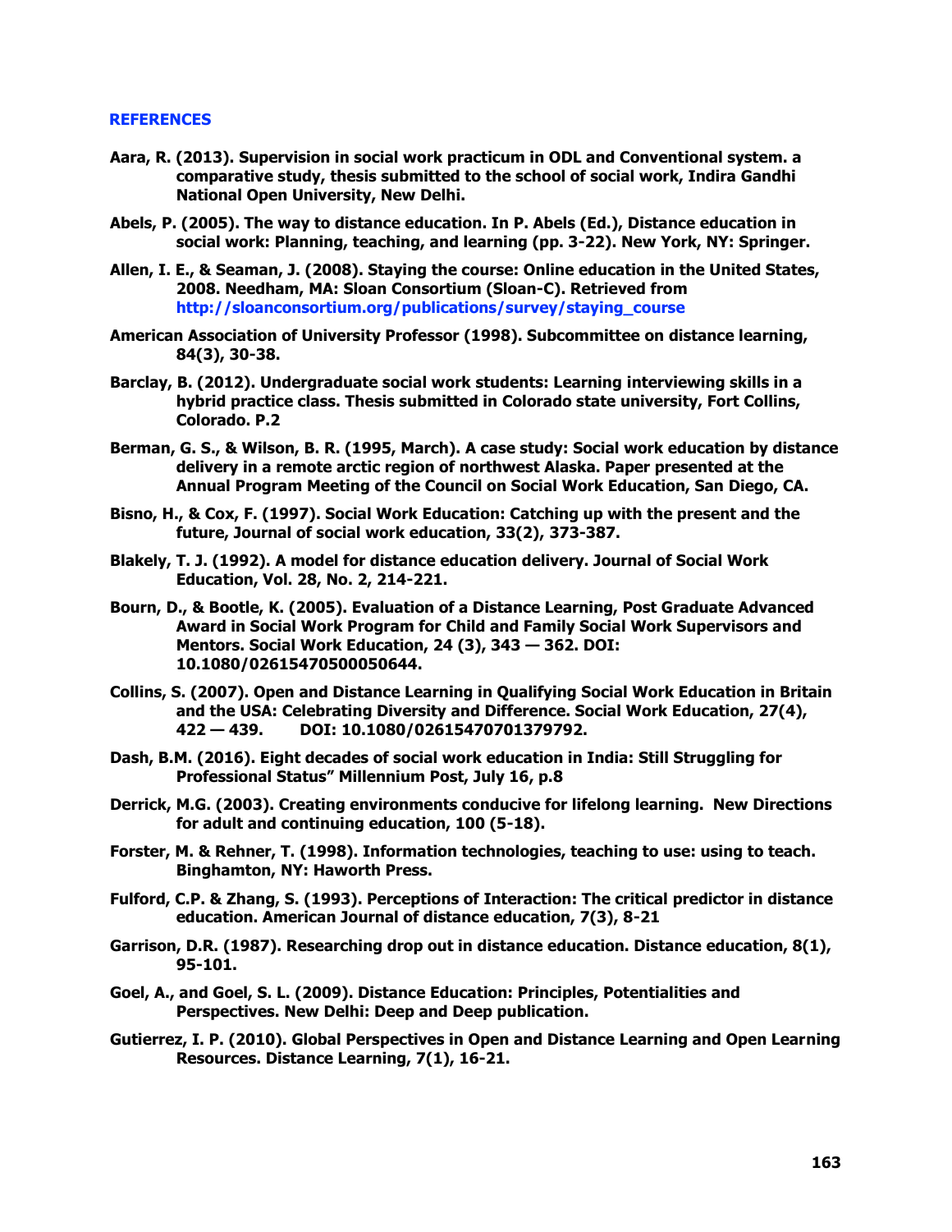## REFERENCES

**Aara, R. (2013). Supervision in social work practicum in ODL and Conventional system. a comparative study, thesis submitted to the school of social work, Indira Gandhi National Open University, New Delhi.**

**Abels, P. (2005). The way to distance education. In P. Abels (Ed.), Distance education in social work: Planning, teaching, and learning (pp. 3-22). New York, NY: Springer.**

**Allen, I. E., & Seaman, J. (2008). Staying the course: Online education in the United States, 2008. Needham, MA: Sloan Consortium (Sloan-C). Retrieved from http://sloanconsortium.org/publications/survey/staying_course**

**American Association of University Professor (1998). Subcommittee on distance learning, 84(3), 30-38.**

**Barclay, B. (2012). Undergraduate social work students: Learning interviewing skills in a hybrid practice class. Thesis submitted in Colorado state university, Fort Collins, Colorado. P.2**

**Berman, G. S., & Wilson, B. R. (1995, March). A case study: Social work education by distance delivery in a remote arctic region of northwest Alaska. Paper presented at the Annual Program Meeting of the Council on Social Work Education, San Diego, CA.**

**Bisno, H., & Cox, F. (1997). Social Work Education: Catching up with the present and the future, Journal of social work education, 33(2), 373-387.**

**Blakely, T. J. (1992). A model for distance education delivery. Journal of Social Work Education, Vol. 28, No. 2, 214-221.**

**Bourn, D., & Bootle, K. (2005). Evaluation of a Distance Learning, Post Graduate Advanced Award in Social Work Program for Child and Family Social Work Supervisors and Mentors. Social Work Education, 24 (3), 343 — 362. DOI: 10.1080/02615470500050644.**

**Collins, S. (2007). Open and Distance Learning in Qualifying Social Work Education in Britain and the USA: Celebrating Diversity and Difference. Social Work Education, 27(4), 422 — 439. DOI: 10.1080/02615470701379792.**

**Dash, B.M. (2016). Eight decades of social work education in India: Still Struggling for Professional Status" Millennium Post, July 16, p.8**

**Derrick, M.G. (2003). Creating environments conducive for lifelong learning. New Directions for adult and continuing education, 100 (5-18).**

**Forster, M. & Rehner, T. (1998). Information technologies, teaching to use: using to teach. Binghamton, NY: Haworth Press.**

**Fulford, C.P. & Zhang, S. (1993). Perceptions of Interaction: The critical predictor in distance education. American Journal of distance education, 7(3), 8-21**

**Garrison, D.R. (1987). Researching drop out in distance education. Distance education, 8(1), 95-101.**

**Goel, A., and Goel, S. L. (2009). Distance Education: Principles, Potentialities and Perspectives. New Delhi: Deep and Deep publication.**

**Gutierrez, I. P. (2010). Global Perspectives in Open and Distance Learning and Open Learning Resources. Distance Learning, 7(1), 16-21.**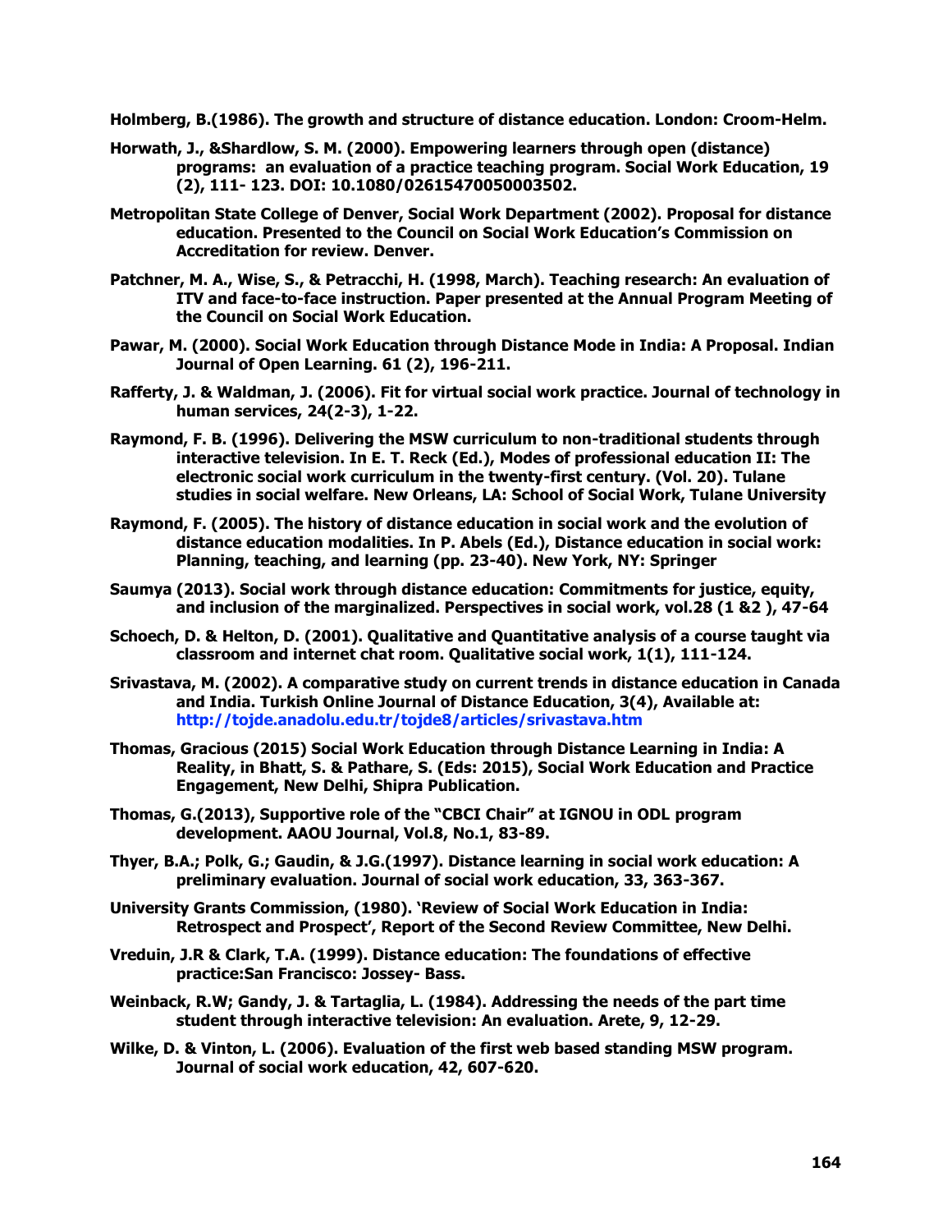**Holmberg, B.(1986). The growth and structure of distance education. London: Croom-Helm.**

**Horwath, J., &Shardlow, S. M. (2000). Empowering learners through open (distance) programs: an evaluation of a practice teaching program. Social Work Education, 19 (2), 111- 123. DOI: 10.1080/02615470050003502.**

**Metropolitan State College of Denver, Social Work Department (2002). Proposal for distance education. Presented to the Council on Social Work Education's Commission on Accreditation for review. Denver.**

**Patchner, M. A., Wise, S., & Petracchi, H. (1998, March). Teaching research: An evaluation of ITV and face-to-face instruction. Paper presented at the Annual Program Meeting of the Council on Social Work Education.**

**Pawar, M. (2000). Social Work Education through Distance Mode in India: A Proposal. Indian Journal of Open Learning. 61 (2), 196-211.**

**Rafferty, J. & Waldman, J. (2006). Fit for virtual social work practice. Journal of technology in human services, 24(2-3), 1-22.**

**Raymond, F. B. (1996). Delivering the MSW curriculum to non-traditional students through interactive television. In E. T. Reck (Ed.), Modes of professional education II: The electronic social work curriculum in the twenty-first century. (Vol. 20). Tulane studies in social welfare. New Orleans, LA: School of Social Work, Tulane University**

**Raymond, F. (2005). The history of distance education in social work and the evolution of distance education modalities. In P. Abels (Ed.), Distance education in social work: Planning, teaching, and learning (pp. 23-40). New York, NY: Springer**

**Saumya (2013). Social work through distance education: Commitments for justice, equity, and inclusion of the marginalized. Perspectives in social work, vol.28 (1 &2 ), 47-64**

**Schoech, D. & Helton, D. (2001). Qualitative and Quantitative analysis of a course taught via classroom and internet chat room. Qualitative social work, 1(1), 111-124.**

**Srivastava, M. (2002). A comparative study on current trends in distance education in Canada and India. Turkish Online Journal of Distance Education, 3(4), Available at: http://tojde.anadolu.edu.tr/tojde8/articles/srivastava.htm**

**Thomas, Gracious (2015) Social Work Education through Distance Learning in India: A Reality, in Bhatt, S. & Pathare, S. (Eds: 2015), Social Work Education and Practice Engagement, New Delhi, Shipra Publication.**

**Thomas, G.(2013), Supportive role of the "CBCI Chair" at IGNOU in ODL program development. AAOU Journal, Vol.8, No.1, 83-89.**

**Thyer, B.A.; Polk, G.; Gaudin, & J.G.(1997). Distance learning in social work education: A preliminary evaluation. Journal of social work education, 33, 363-367.**

**University Grants Commission, (1980). 'Review of Social Work Education in India: Retrospect and Prospect', Report of the Second Review Committee, New Delhi.**

**Vreduin, J.R & Clark, T.A. (1999). Distance education: The foundations of effective practice:San Francisco: Jossey- Bass.**

**Weinback, R.W; Gandy, J. & Tartaglia, L. (1984). Addressing the needs of the part time student through interactive television: An evaluation. Arete, 9, 12-29.**

**Wilke, D. & Vinton, L. (2006). Evaluation of the first web based standing MSW program. Journal of social work education, 42, 607-620.**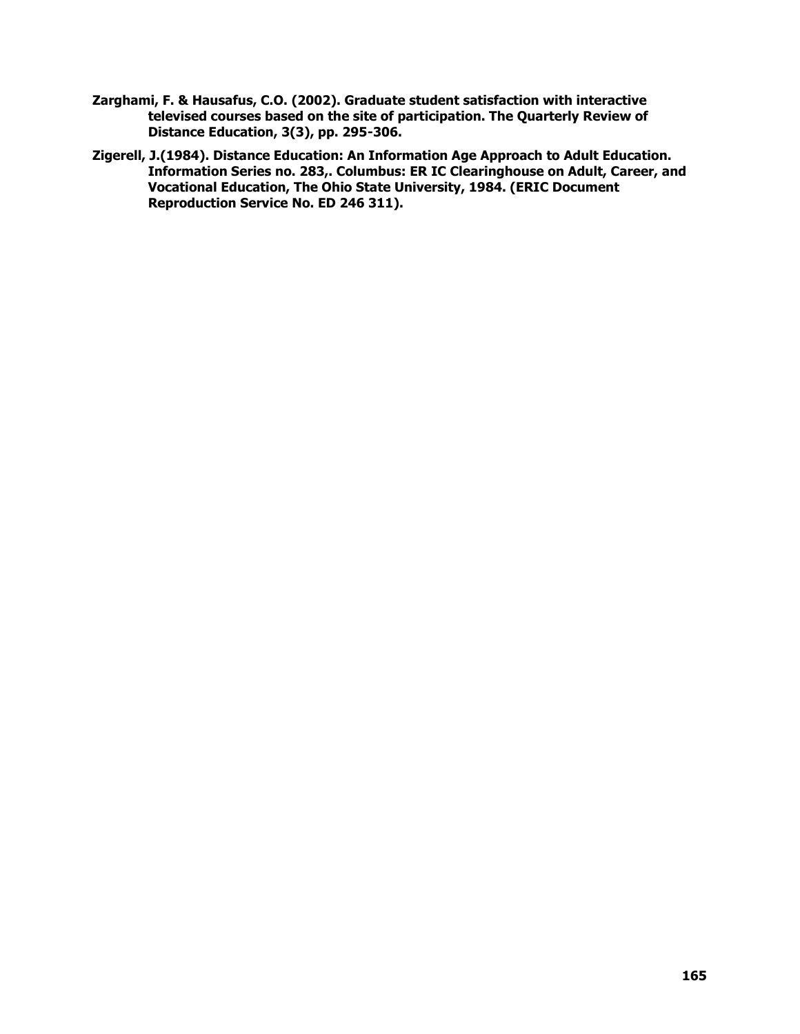**Zarghami, F. & Hausafus, C.O. (2002). Graduate student satisfaction with interactive televised courses based on the site of participation. The Quarterly Review of Distance Education, 3(3), pp. 295-306.**

**Zigerell, J.(1984). Distance Education: An Information Age Approach to Adult Education. Information Series no. 283,. Columbus: ER IC Clearinghouse on Adult, Career, and Vocational Education, The Ohio State University, 1984. (ERIC Document Reproduction Service No. ED 246 311).**